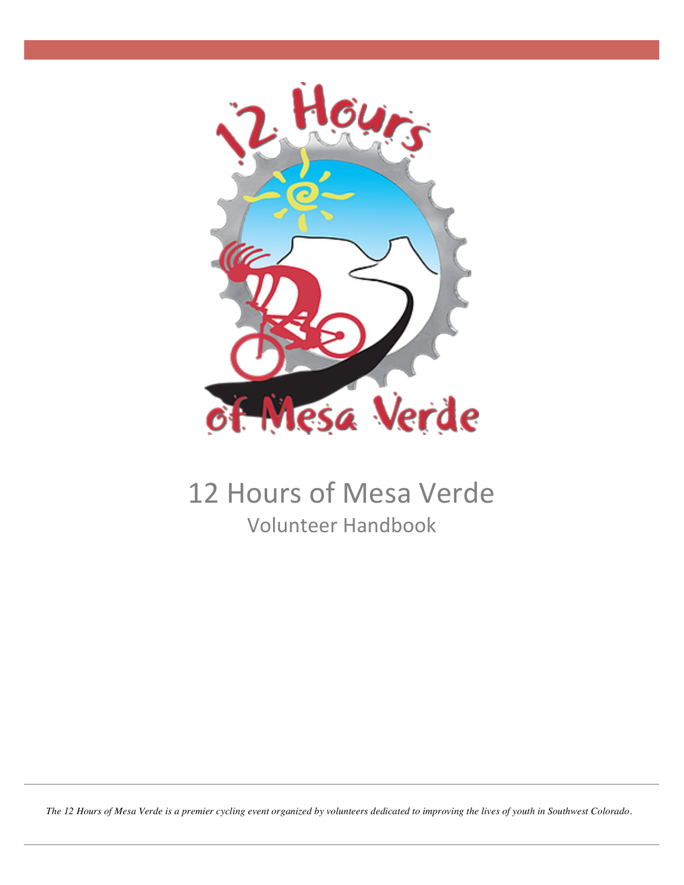# 12 Hours of Mesa Verde

## Volunteer Handbook

*The 12 Hours of Mesa Verde is a premier cycling event organized by volunteers dedicated to improving the lives of youth in Southwest Colorado.*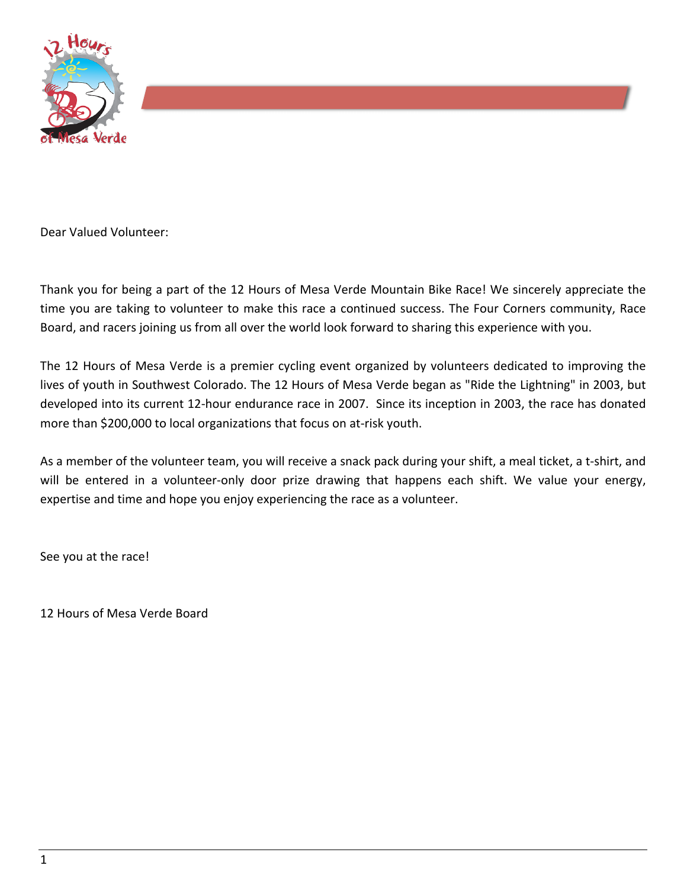Dear Valued Volunteer:

Thank you for being a part of the 12 Hours of Mesa Verde Mountain Bike Race! We sincerely appreciate the time you are taking to volunteer to make this race a continued success. The Four Corners community, Race Board, and racers joining us from all over the world look forward to sharing this experience with you.

The 12 Hours of Mesa Verde is a premier cycling event organized by volunteers dedicated to improving the lives of youth in Southwest Colorado. The 12 Hours of Mesa Verde began as "Ride the Lightning" in 2003, but developed into its current 12-hour endurance race in 2007. Since its inception in 2003, the race has donated more than $200,000 to local organizations that focus on at-risk youth.

As a member of the volunteer team, you will receive a snack pack during your shift, a meal ticket, a t-shirt, and will be entered in a volunteer-only door prize drawing that happens each shift. We value your energy, expertise and time and hope you enjoy experiencing the race as a volunteer.

See you at the race!

12 Hours of Mesa Verde Board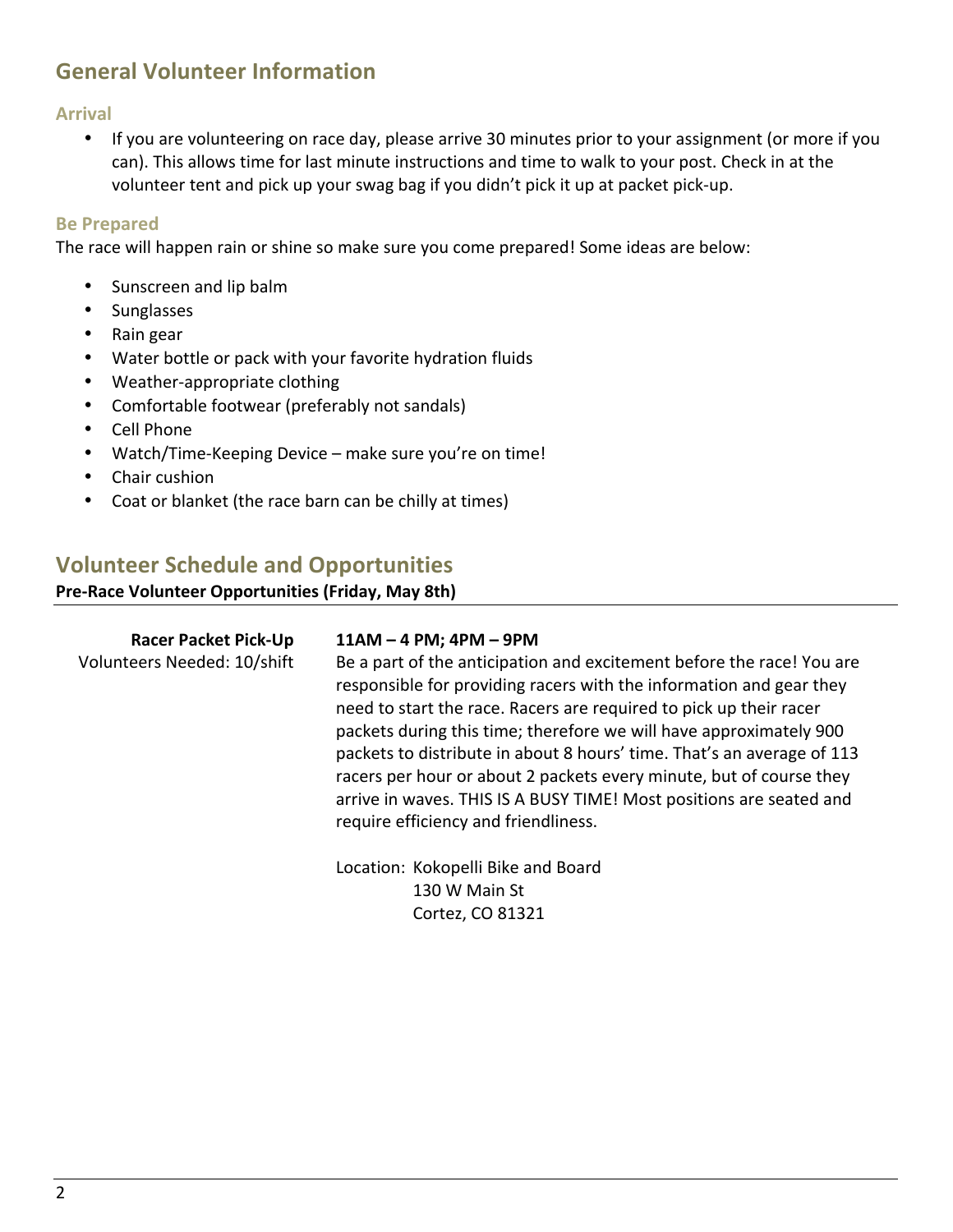## General Volunteer Information

### Arrival

- If you are volunteering on race day, please arrive 30 minutes prior to your assignment (or more if you can). This allows time for last minute instructions and time to walk to your post. Check in at the volunteer tent and pick up your swag bag if you didn't pick it up at packet pick-up.

### Be Prepared

The race will happen rain or shine so make sure you come prepared! Some ideas are below:

- Sunscreen and lip balm
- Sunglasses
- Rain gear
- Water bottle or pack with your favorite hydration fluids
- Weather-appropriate clothing
- Comfortable footwear (preferably not sandals)
- Cell Phone
- Watch/Time-Keeping Device – make sure you're on time!
- Chair cushion
- Coat or blanket (the race barn can be chilly at times)

## Volunteer Schedule and Opportunities

**Pre-Race Volunteer Opportunities (Friday, May 8th)**

**Racer Packet Pick-Up**
Volunteers Needed: 10/shift

**11AM – 4 PM; 4PM – 9PM**

Be a part of the anticipation and excitement before the race! You are responsible for providing racers with the information and gear they need to start the race. Racers are required to pick up their racer packets during this time; therefore we will have approximately 900 packets to distribute in about 8 hours' time. That's an average of 113 racers per hour or about 2 packets every minute, but of course they arrive in waves. THIS IS A BUSY TIME! Most positions are seated and require efficiency and friendliness.

Location: Kokopelli Bike and Board
130 W Main St
Cortez, CO 81321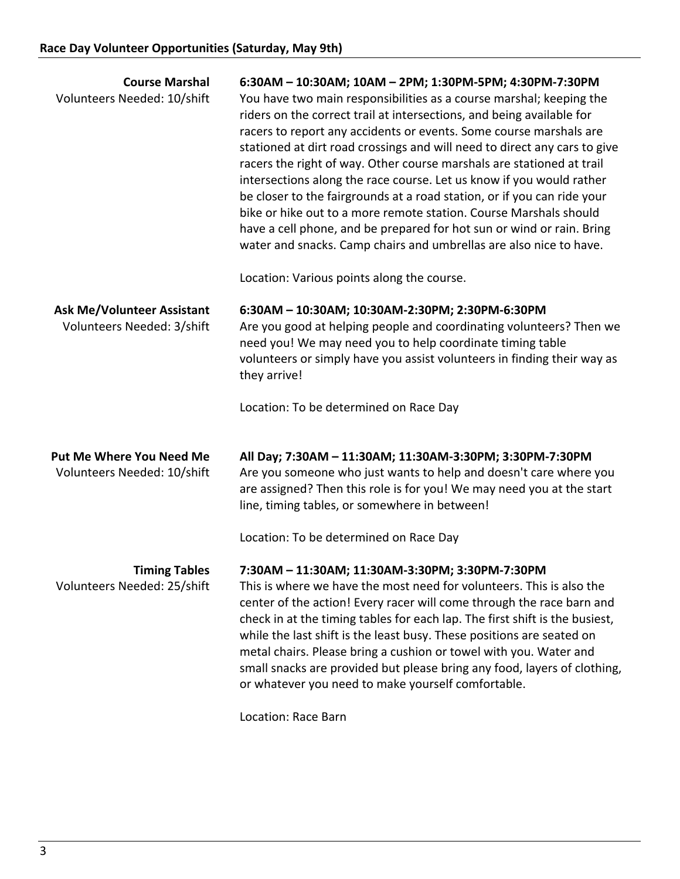## Race Day Volunteer Opportunities (Saturday, May 9th)

**Course Marshal**
Volunteers Needed: 10/shift

**6:30AM – 10:30AM; 10AM – 2PM; 1:30PM-5PM; 4:30PM-7:30PM**
You have two main responsibilities as a course marshal; keeping the riders on the correct trail at intersections, and being available for racers to report any accidents or events. Some course marshals are stationed at dirt road crossings and will need to direct any cars to give racers the right of way. Other course marshals are stationed at trail intersections along the race course. Let us know if you would rather be closer to the fairgrounds at a road station, or if you can ride your bike or hike out to a more remote station. Course Marshals should have a cell phone, and be prepared for hot sun or wind or rain. Bring water and snacks. Camp chairs and umbrellas are also nice to have.

Location: Various points along the course.

**Ask Me/Volunteer Assistant**
Volunteers Needed: 3/shift

**6:30AM – 10:30AM; 10:30AM-2:30PM; 2:30PM-6:30PM**
Are you good at helping people and coordinating volunteers? Then we need you! We may need you to help coordinate timing table volunteers or simply have you assist volunteers in finding their way as they arrive!

Location: To be determined on Race Day

**Put Me Where You Need Me**
Volunteers Needed: 10/shift

**All Day; 7:30AM – 11:30AM; 11:30AM-3:30PM; 3:30PM-7:30PM**
Are you someone who just wants to help and doesn't care where you are assigned? Then this role is for you! We may need you at the start line, timing tables, or somewhere in between!

Location: To be determined on Race Day

**Timing Tables**
Volunteers Needed: 25/shift

**7:30AM – 11:30AM; 11:30AM-3:30PM; 3:30PM-7:30PM**
This is where we have the most need for volunteers. This is also the center of the action! Every racer will come through the race barn and check in at the timing tables for each lap. The first shift is the busiest, while the last shift is the least busy. These positions are seated on metal chairs. Please bring a cushion or towel with you. Water and small snacks are provided but please bring any food, layers of clothing, or whatever you need to make yourself comfortable.

Location: Race Barn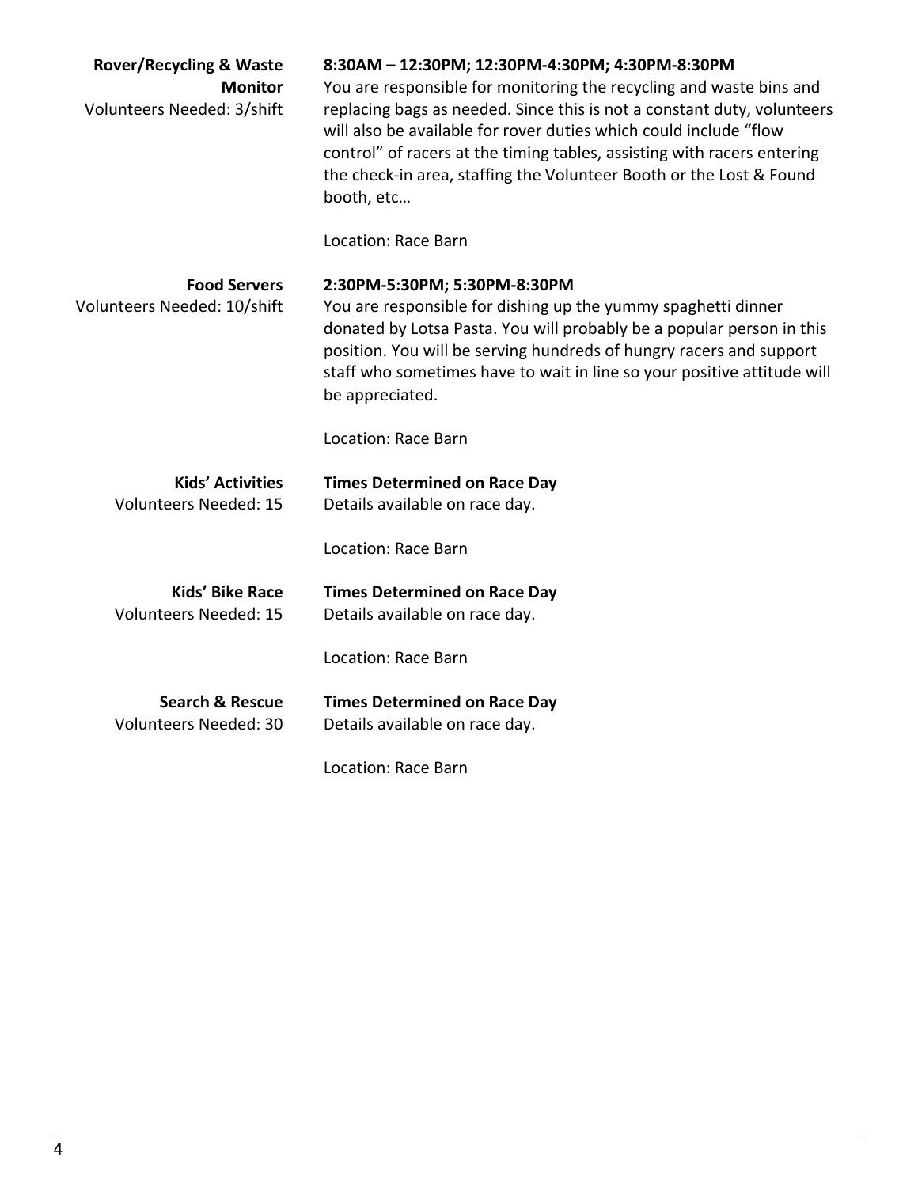**Rover/Recycling & Waste Monitor**
Volunteers Needed: 3/shift

**8:30AM – 12:30PM; 12:30PM-4:30PM; 4:30PM-8:30PM**
You are responsible for monitoring the recycling and waste bins and replacing bags as needed. Since this is not a constant duty, volunteers will also be available for rover duties which could include "flow control" of racers at the timing tables, assisting with racers entering the check-in area, staffing the Volunteer Booth or the Lost & Found booth, etc…

Location: Race Barn

**Food Servers**
Volunteers Needed: 10/shift

**2:30PM-5:30PM; 5:30PM-8:30PM**
You are responsible for dishing up the yummy spaghetti dinner donated by Lotsa Pasta. You will probably be a popular person in this position. You will be serving hundreds of hungry racers and support staff who sometimes have to wait in line so your positive attitude will be appreciated.

Location: Race Barn

**Kids' Activities**
Volunteers Needed: 15

**Times Determined on Race Day**
Details available on race day.

Location: Race Barn

**Kids' Bike Race**
Volunteers Needed: 15

**Times Determined on Race Day**
Details available on race day.

Location: Race Barn

**Search & Rescue**
Volunteers Needed: 30

**Times Determined on Race Day**
Details available on race day.

Location: Race Barn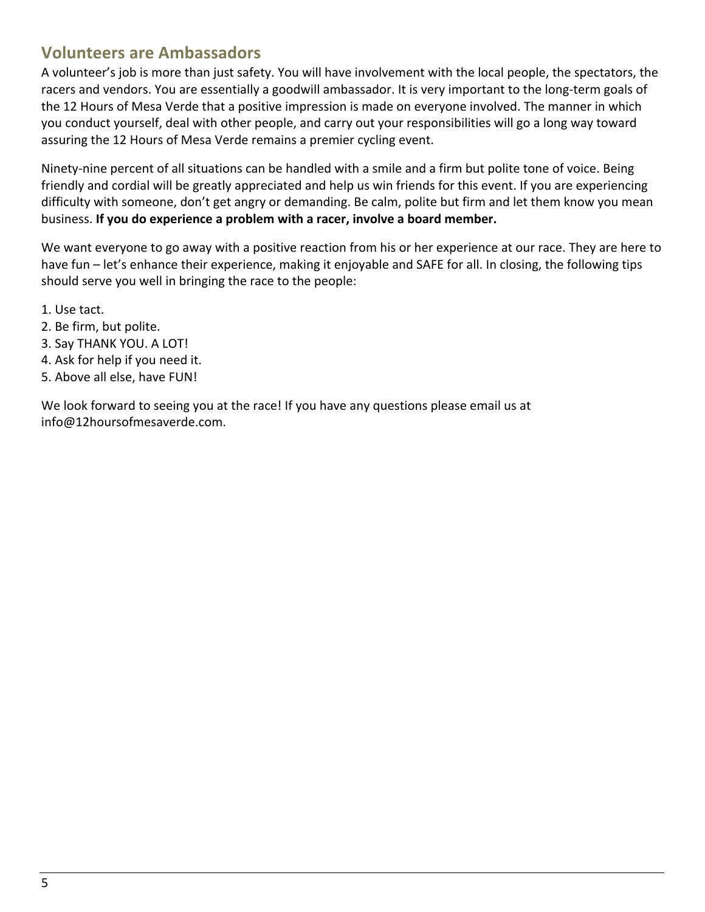## Volunteers are Ambassadors

A volunteer's job is more than just safety. You will have involvement with the local people, the spectators, the racers and vendors. You are essentially a goodwill ambassador. It is very important to the long-term goals of the 12 Hours of Mesa Verde that a positive impression is made on everyone involved. The manner in which you conduct yourself, deal with other people, and carry out your responsibilities will go a long way toward assuring the 12 Hours of Mesa Verde remains a premier cycling event.

Ninety-nine percent of all situations can be handled with a smile and a firm but polite tone of voice. Being friendly and cordial will be greatly appreciated and help us win friends for this event. If you are experiencing difficulty with someone, don't get angry or demanding. Be calm, polite but firm and let them know you mean business. **If you do experience a problem with a racer, involve a board member.**

We want everyone to go away with a positive reaction from his or her experience at our race. They are here to have fun – let's enhance their experience, making it enjoyable and SAFE for all. In closing, the following tips should serve you well in bringing the race to the people:

1. Use tact.
2. Be firm, but polite.
3. Say THANK YOU. A LOT!
4. Ask for help if you need it.
5. Above all else, have FUN!

We look forward to seeing you at the race! If you have any questions please email us at info@12hoursofmesaverde.com.